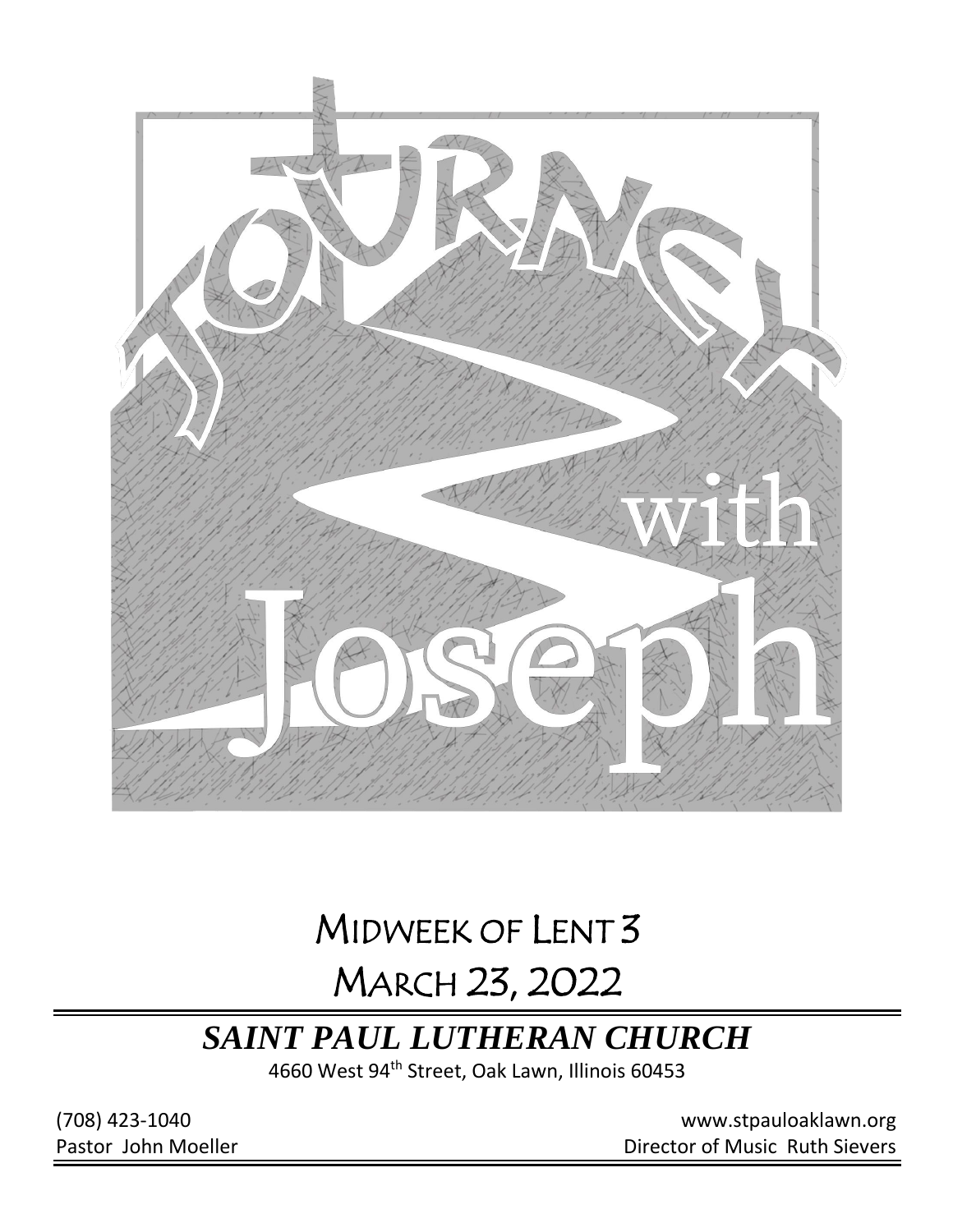# Journey with Joseph

## Midweek of Lent 3

## March 23, 2022

### *SAINT PAUL LUTHERAN CHURCH*

4660 West 94th Street, Oak Lawn, Illinois 60453

(708) 423-1040
www.stpauloaklawn.org

Pastor John Moeller
Director of Music Ruth Sievers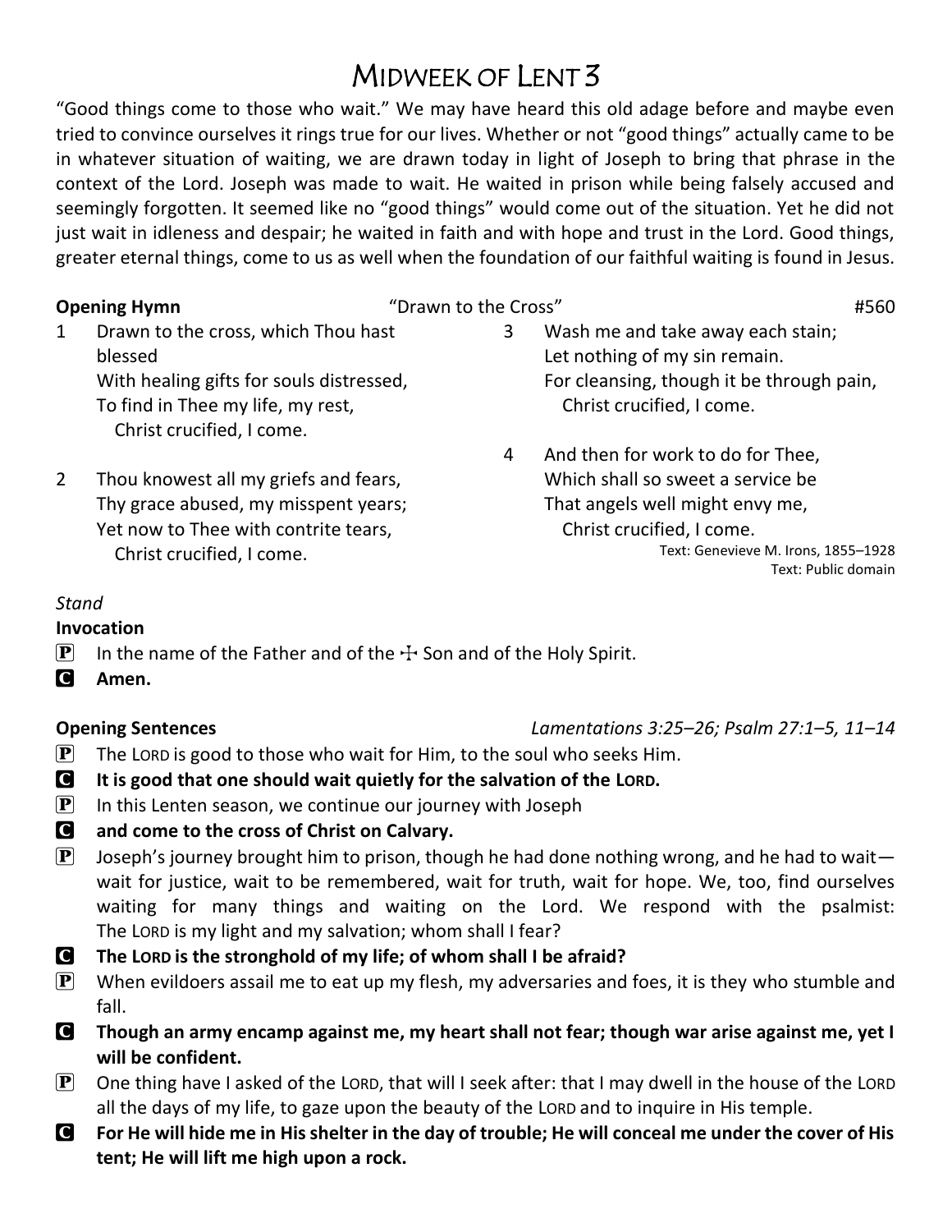# Midweek of Lent 3

"Good things come to those who wait." We may have heard this old adage before and maybe even tried to convince ourselves it rings true for our lives. Whether or not "good things" actually came to be in whatever situation of waiting, we are drawn today in light of Joseph to bring that phrase in the context of the Lord. Joseph was made to wait. He waited in prison while being falsely accused and seemingly forgotten. It seemed like no "good things" would come out of the situation. Yet he did not just wait in idleness and despair; he waited in faith and with hope and trust in the Lord. Good things, greater eternal things, come to us as well when the foundation of our faithful waiting is found in Jesus.

**Opening Hymn** "Drawn to the Cross" #560

1 Drawn to the cross, which Thou hast blessed
With healing gifts for souls distressed,
To find in Thee my life, my rest,
Christ crucified, I come.

2 Thou knowest all my griefs and fears,
Thy grace abused, my misspent years;
Yet now to Thee with contrite tears,
Christ crucified, I come.

3 Wash me and take away each stain;
Let nothing of my sin remain.
For cleansing, though it be through pain,
Christ crucified, I come.

4 And then for work to do for Thee,
Which shall so sweet a service be
That angels well might envy me,
Christ crucified, I come.

Text: Genevieve M. Irons, 1855–1928
Text: Public domain

*Stand*

**Invocation**

P In the name of the Father and of the ☩ Son and of the Holy Spirit.

C **Amen.**

**Opening Sentences** *Lamentations 3:25–26; Psalm 27:1–5, 11–14*

P The LORD is good to those who wait for Him, to the soul who seeks Him.

C **It is good that one should wait quietly for the salvation of the LORD.**

P In this Lenten season, we continue our journey with Joseph

C **and come to the cross of Christ on Calvary.**

P Joseph's journey brought him to prison, though he had done nothing wrong, and he had to wait—wait for justice, wait to be remembered, wait for truth, wait for hope. We, too, find ourselves waiting for many things and waiting on the Lord. We respond with the psalmist: The LORD is my light and my salvation; whom shall I fear?

C **The LORD is the stronghold of my life; of whom shall I be afraid?**

P When evildoers assail me to eat up my flesh, my adversaries and foes, it is they who stumble and fall.

C **Though an army encamp against me, my heart shall not fear; though war arise against me, yet I will be confident.**

P One thing have I asked of the LORD, that will I seek after: that I may dwell in the house of the LORD all the days of my life, to gaze upon the beauty of the LORD and to inquire in His temple.

C **For He will hide me in His shelter in the day of trouble; He will conceal me under the cover of His tent; He will lift me high upon a rock.**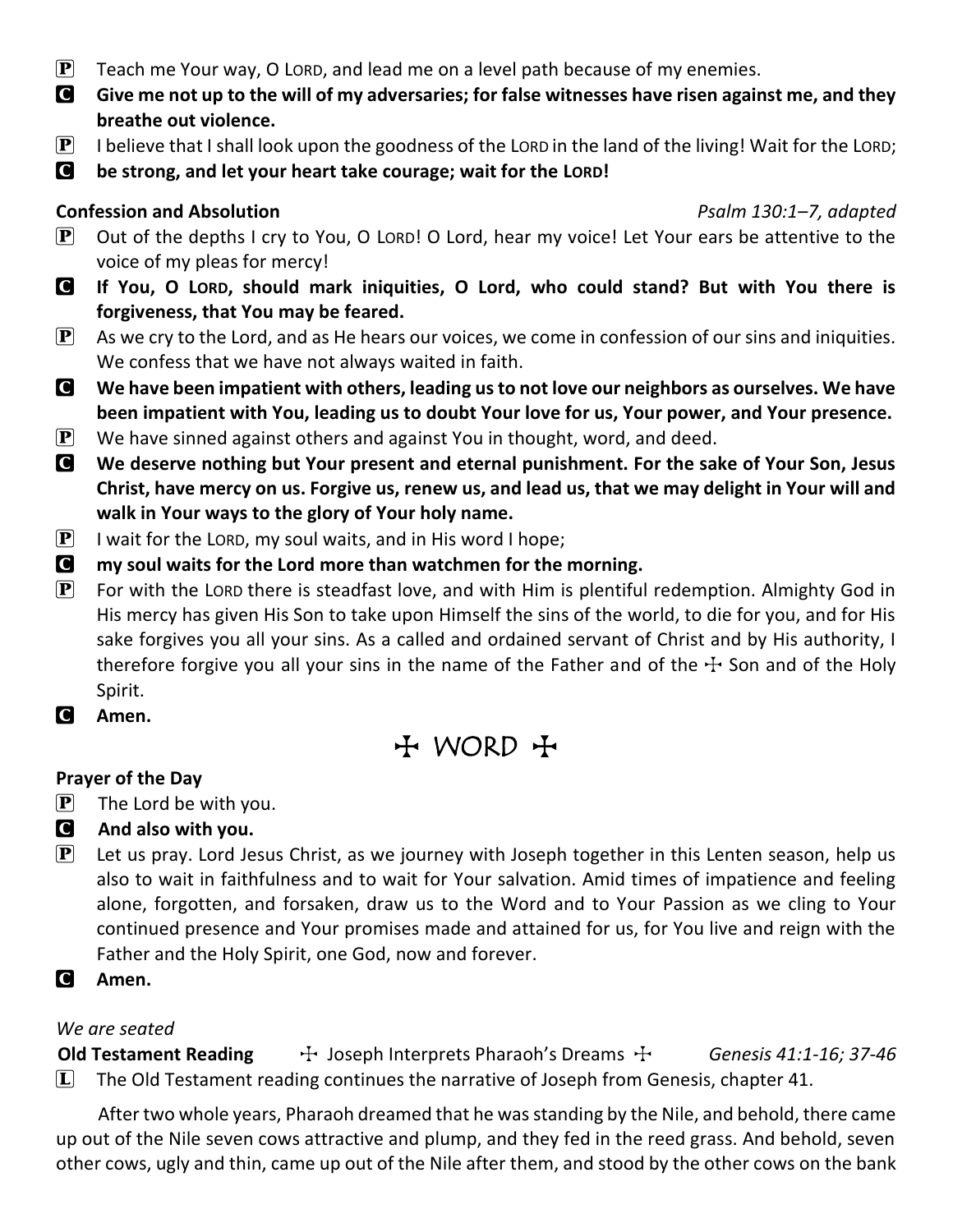**P** Teach me Your way, O LORD, and lead me on a level path because of my enemies.

**C** **Give me not up to the will of my adversaries; for false witnesses have risen against me, and they breathe out violence.**

**P** I believe that I shall look upon the goodness of the LORD in the land of the living! Wait for the LORD;

**C** **be strong, and let your heart take courage; wait for the LORD!**

**Confession and Absolution** *Psalm 130:1–7, adapted*

**P** Out of the depths I cry to You, O LORD! O Lord, hear my voice! Let Your ears be attentive to the voice of my pleas for mercy!

**C** **If You, O LORD, should mark iniquities, O Lord, who could stand? But with You there is forgiveness, that You may be feared.**

**P** As we cry to the Lord, and as He hears our voices, we come in confession of our sins and iniquities. We confess that we have not always waited in faith.

**C** **We have been impatient with others, leading us to not love our neighbors as ourselves. We have been impatient with You, leading us to doubt Your love for us, Your power, and Your presence.**

**P** We have sinned against others and against You in thought, word, and deed.

**C** **We deserve nothing but Your present and eternal punishment. For the sake of Your Son, Jesus Christ, have mercy on us. Forgive us, renew us, and lead us, that we may delight in Your will and walk in Your ways to the glory of Your holy name.**

**P** I wait for the LORD, my soul waits, and in His word I hope;

**C** **my soul waits for the Lord more than watchmen for the morning.**

**P** For with the LORD there is steadfast love, and with Him is plentiful redemption. Almighty God in His mercy has given His Son to take upon Himself the sins of the world, to die for you, and for His sake forgives you all your sins. As a called and ordained servant of Christ and by His authority, I therefore forgive you all your sins in the name of the Father and of the ☩ Son and of the Holy Spirit.

**C** **Amen.**

## ☩ WORD ☩

**Prayer of the Day**

**P** The Lord be with you.

**C** **And also with you.**

**P** Let us pray. Lord Jesus Christ, as we journey with Joseph together in this Lenten season, help us also to wait in faithfulness and to wait for Your salvation. Amid times of impatience and feeling alone, forgotten, and forsaken, draw us to the Word and to Your Passion as we cling to Your continued presence and Your promises made and attained for us, for You live and reign with the Father and the Holy Spirit, one God, now and forever.

**C** **Amen.**

*We are seated*

**Old Testament Reading** ☩ Joseph Interprets Pharaoh's Dreams ☩ *Genesis 41:1-16; 37-46*

**L** The Old Testament reading continues the narrative of Joseph from Genesis, chapter 41.

After two whole years, Pharaoh dreamed that he was standing by the Nile, and behold, there came up out of the Nile seven cows attractive and plump, and they fed in the reed grass. And behold, seven other cows, ugly and thin, came up out of the Nile after them, and stood by the other cows on the bank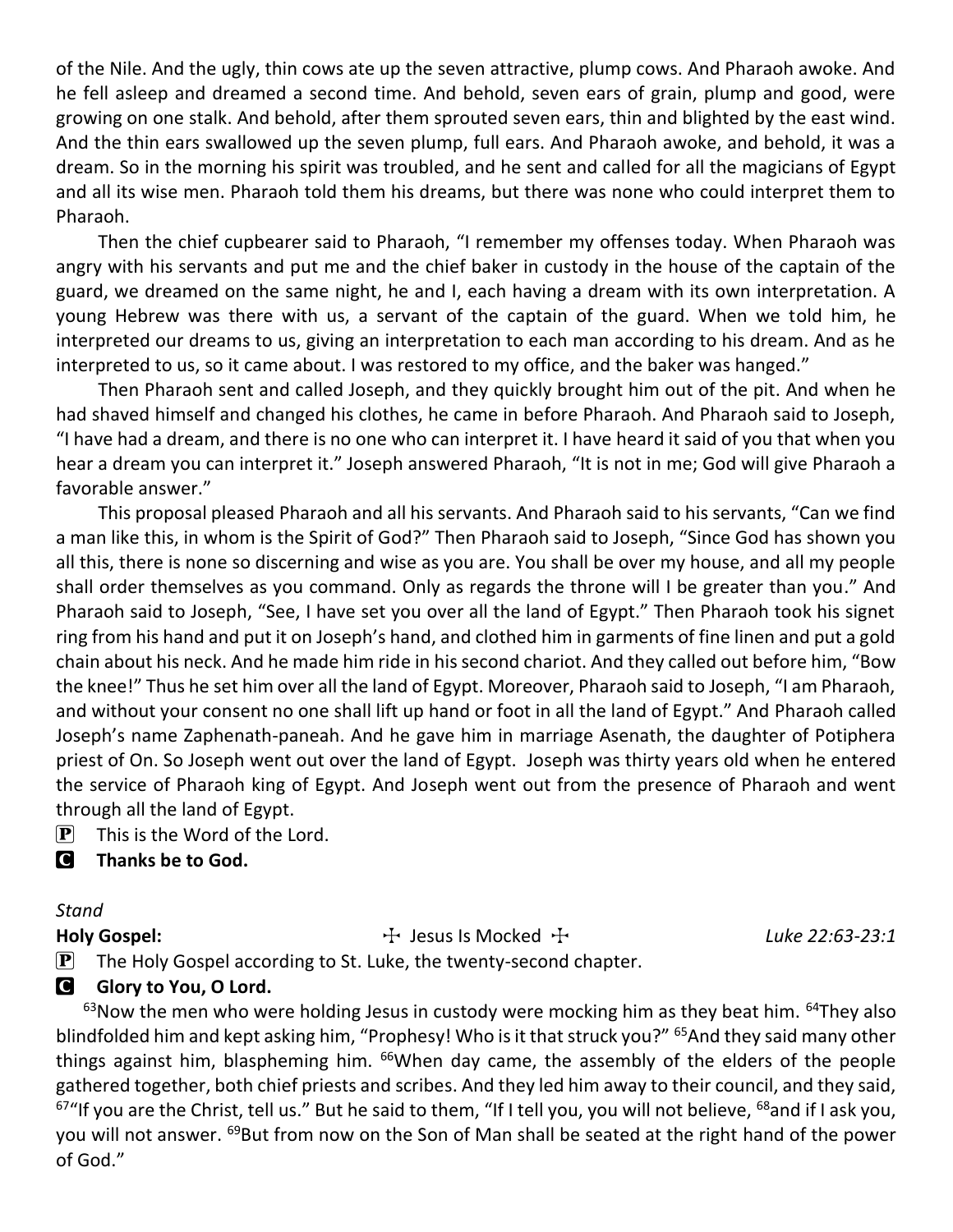of the Nile. And the ugly, thin cows ate up the seven attractive, plump cows. And Pharaoh awoke. And he fell asleep and dreamed a second time. And behold, seven ears of grain, plump and good, were growing on one stalk. And behold, after them sprouted seven ears, thin and blighted by the east wind. And the thin ears swallowed up the seven plump, full ears. And Pharaoh awoke, and behold, it was a dream. So in the morning his spirit was troubled, and he sent and called for all the magicians of Egypt and all its wise men. Pharaoh told them his dreams, but there was none who could interpret them to Pharaoh.

Then the chief cupbearer said to Pharaoh, "I remember my offenses today. When Pharaoh was angry with his servants and put me and the chief baker in custody in the house of the captain of the guard, we dreamed on the same night, he and I, each having a dream with its own interpretation. A young Hebrew was there with us, a servant of the captain of the guard. When we told him, he interpreted our dreams to us, giving an interpretation to each man according to his dream. And as he interpreted to us, so it came about. I was restored to my office, and the baker was hanged."

Then Pharaoh sent and called Joseph, and they quickly brought him out of the pit. And when he had shaved himself and changed his clothes, he came in before Pharaoh. And Pharaoh said to Joseph, "I have had a dream, and there is no one who can interpret it. I have heard it said of you that when you hear a dream you can interpret it." Joseph answered Pharaoh, "It is not in me; God will give Pharaoh a favorable answer."

This proposal pleased Pharaoh and all his servants. And Pharaoh said to his servants, "Can we find a man like this, in whom is the Spirit of God?" Then Pharaoh said to Joseph, "Since God has shown you all this, there is none so discerning and wise as you are. You shall be over my house, and all my people shall order themselves as you command. Only as regards the throne will I be greater than you." And Pharaoh said to Joseph, "See, I have set you over all the land of Egypt." Then Pharaoh took his signet ring from his hand and put it on Joseph's hand, and clothed him in garments of fine linen and put a gold chain about his neck. And he made him ride in his second chariot. And they called out before him, "Bow the knee!" Thus he set him over all the land of Egypt. Moreover, Pharaoh said to Joseph, "I am Pharaoh, and without your consent no one shall lift up hand or foot in all the land of Egypt." And Pharaoh called Joseph's name Zaphenath-paneah. And he gave him in marriage Asenath, the daughter of Potiphera priest of On. So Joseph went out over the land of Egypt. Joseph was thirty years old when he entered the service of Pharaoh king of Egypt. And Joseph went out from the presence of Pharaoh and went through all the land of Egypt.

**P** This is the Word of the Lord.

**C** **Thanks be to God.**

*Stand*

**Holy Gospel:** ☩ Jesus Is Mocked ☩ *Luke 22:63-23:1*

**P** The Holy Gospel according to St. Luke, the twenty-second chapter.

**C** **Glory to You, O Lord.**

[63]Now the men who were holding Jesus in custody were mocking him as they beat him. [64]They also blindfolded him and kept asking him, "Prophesy! Who is it that struck you?" [65]And they said many other things against him, blaspheming him. [66]When day came, the assembly of the elders of the people gathered together, both chief priests and scribes. And they led him away to their council, and they said, [67]"If you are the Christ, tell us." But he said to them, "If I tell you, you will not believe, [68]and if I ask you, you will not answer. [69]But from now on the Son of Man shall be seated at the right hand of the power of God."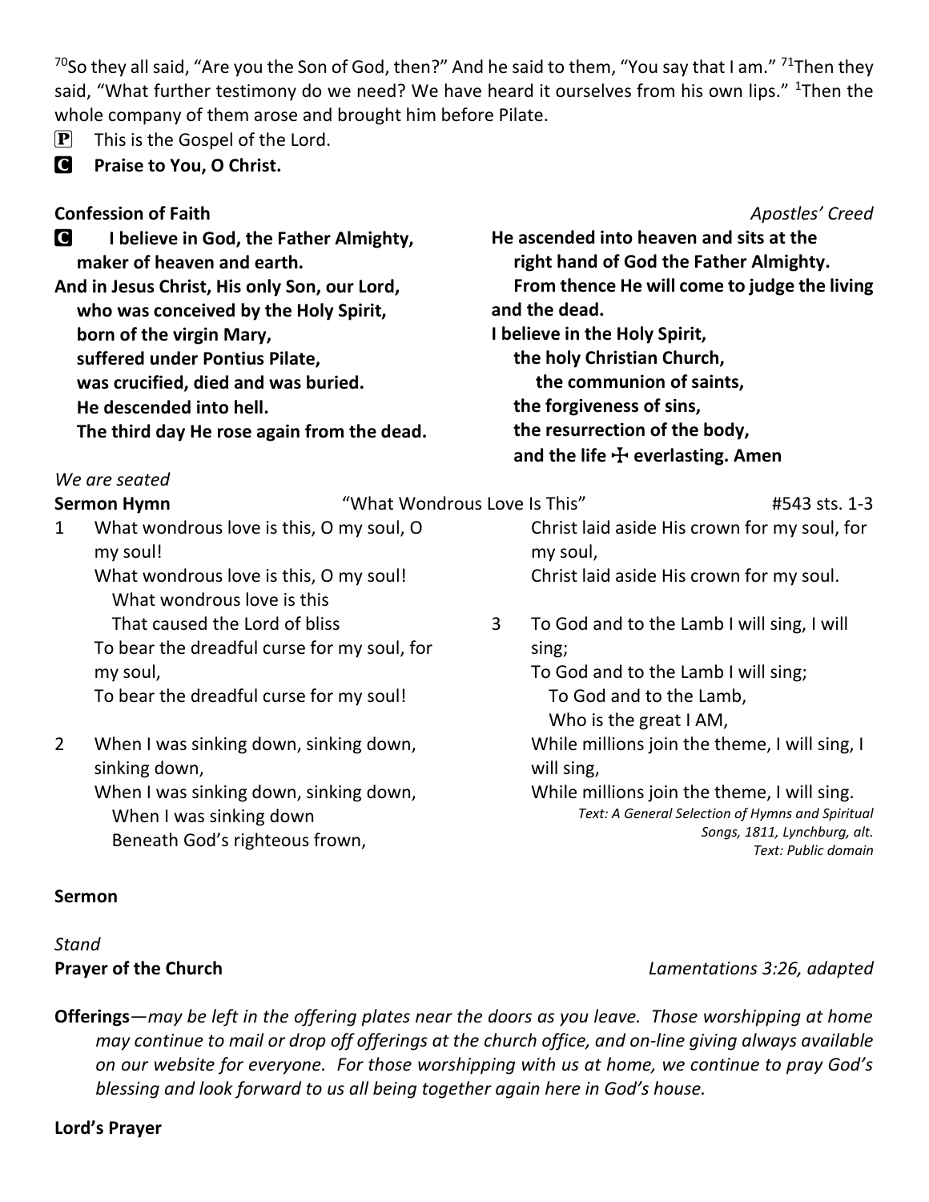[70]So they all said, "Are you the Son of God, then?" And he said to them, "You say that I am." [71]Then they said, "What further testimony do we need? We have heard it ourselves from his own lips." [1]Then the whole company of them arose and brought him before Pilate.

P This is the Gospel of the Lord.

**C Praise to You, O Christ.**

**Confession of Faith** *Apostles' Creed*

**C I believe in God, the Father Almighty,**
**maker of heaven and earth.**
**And in Jesus Christ, His only Son, our Lord,**
**who was conceived by the Holy Spirit,**
**born of the virgin Mary,**
**suffered under Pontius Pilate,**
**was crucified, died and was buried.**
**He descended into hell.**
**The third day He rose again from the dead.**
**He ascended into heaven and sits at the**
**right hand of God the Father Almighty.**
**From thence He will come to judge the living and the dead.**
**I believe in the Holy Spirit,**
**the holy Christian Church,**
**the communion of saints,**
**the forgiveness of sins,**
**the resurrection of the body,**
**and the life ☩ everlasting. Amen**

*We are seated*

**Sermon Hymn** "What Wondrous Love Is This" #543 sts. 1-3

1 What wondrous love is this, O my soul, O my soul!
What wondrous love is this, O my soul!
What wondrous love is this
That caused the Lord of bliss
To bear the dreadful curse for my soul, for my soul,
To bear the dreadful curse for my soul!

2 When I was sinking down, sinking down, sinking down,
When I was sinking down, sinking down,
When I was sinking down
Beneath God's righteous frown,
Christ laid aside His crown for my soul, for my soul,
Christ laid aside His crown for my soul.

3 To God and to the Lamb I will sing, I will sing;
To God and to the Lamb I will sing;
To God and to the Lamb,
Who is the great I AM,
While millions join the theme, I will sing, I will sing,
While millions join the theme, I will sing.

*Text: A General Selection of Hymns and Spiritual Songs, 1811, Lynchburg, alt.*
*Text: Public domain*

**Sermon**

*Stand*

**Prayer of the Church** *Lamentations 3:26, adapted*

**Offerings**—*may be left in the offering plates near the doors as you leave. Those worshipping at home may continue to mail or drop off offerings at the church office, and on-line giving always available on our website for everyone. For those worshipping with us at home, we continue to pray God's blessing and look forward to us all being together again here in God's house.*

**Lord's Prayer**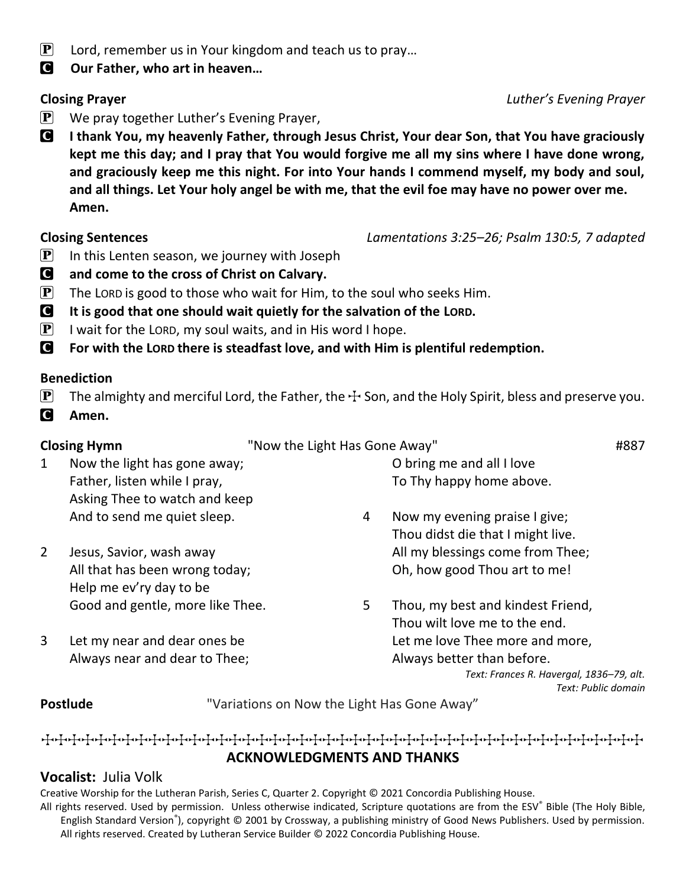**P** Lord, remember us in Your kingdom and teach us to pray…

**C** **Our Father, who art in heaven…**

**Closing Prayer** *Luther's Evening Prayer*

**P** We pray together Luther's Evening Prayer,

**C** **I thank You, my heavenly Father, through Jesus Christ, Your dear Son, that You have graciously kept me this day; and I pray that You would forgive me all my sins where I have done wrong, and graciously keep me this night. For into Your hands I commend myself, my body and soul, and all things. Let Your holy angel be with me, that the evil foe may have no power over me. Amen.**

**Closing Sentences** *Lamentations 3:25–26; Psalm 130:5, 7 adapted*

**P** In this Lenten season, we journey with Joseph

**C** **and come to the cross of Christ on Calvary.**

**P** The LORD is good to those who wait for Him, to the soul who seeks Him.

**C** **It is good that one should wait quietly for the salvation of the LORD.**

**P** I wait for the LORD, my soul waits, and in His word I hope.

**C** **For with the LORD there is steadfast love, and with Him is plentiful redemption.**

**Benediction**

**P** The almighty and merciful Lord, the Father, the ☩ Son, and the Holy Spirit, bless and preserve you.

**C** **Amen.**

**Closing Hymn** "Now the Light Has Gone Away" #887

1 Now the light has gone away;
Father, listen while I pray,
Asking Thee to watch and keep
And to send me quiet sleep.

2 Jesus, Savior, wash away
All that has been wrong today;
Help me ev'ry day to be
Good and gentle, more like Thee.

3 Let my near and dear ones be
Always near and dear to Thee;
O bring me and all I love
To Thy happy home above.

4 Now my evening praise I give;
Thou didst die that I might live.
All my blessings come from Thee;
Oh, how good Thou art to me!

5 Thou, my best and kindest Friend,
Thou wilt love me to the end.
Let me love Thee more and more,
Always better than before.

*Text: Frances R. Havergal, 1836–79, alt.*
*Text: Public domain*

**Postlude** "Variations on Now the Light Has Gone Away"

## ACKNOWLEDGMENTS AND THANKS

**Vocalist:** Julia Volk

Creative Worship for the Lutheran Parish, Series C, Quarter 2. Copyright © 2021 Concordia Publishing House.
All rights reserved. Used by permission. Unless otherwise indicated, Scripture quotations are from the ESV® Bible (The Holy Bible, English Standard Version®), copyright © 2001 by Crossway, a publishing ministry of Good News Publishers. Used by permission. All rights reserved. Created by Lutheran Service Builder © 2022 Concordia Publishing House.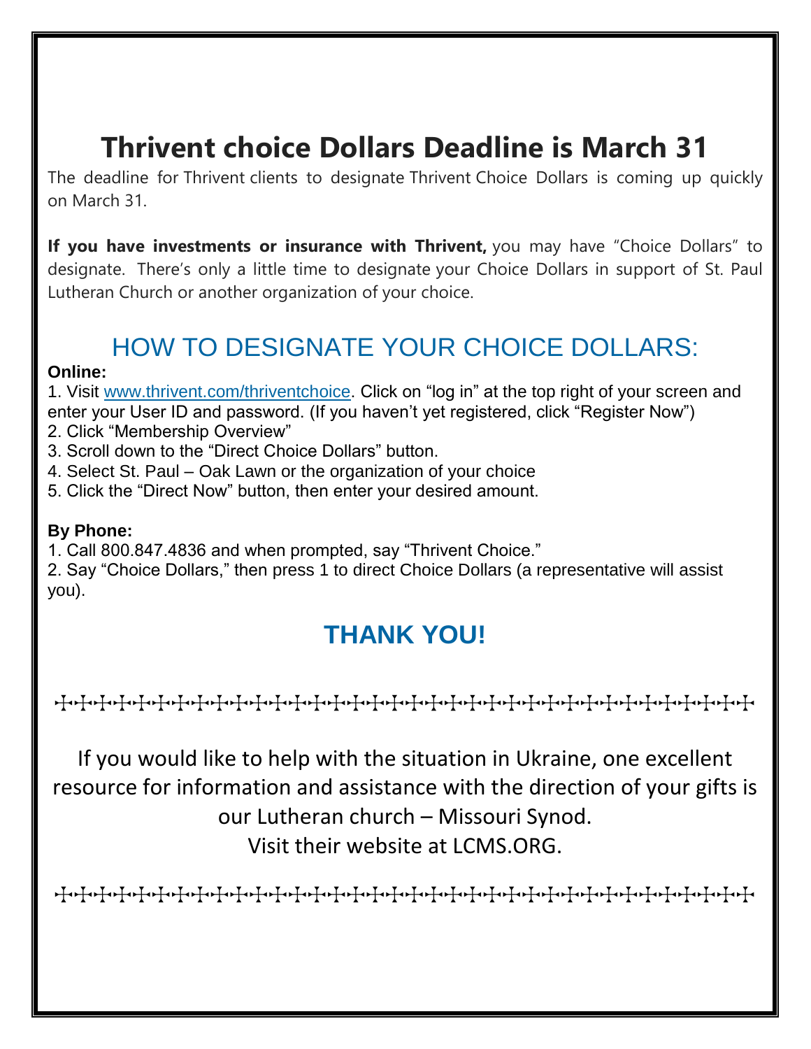# Thrivent choice Dollars Deadline is March 31

The deadline for Thrivent clients to designate Thrivent Choice Dollars is coming up quickly on March 31.

**If you have investments or insurance with Thrivent,** you may have "Choice Dollars" to designate. There's only a little time to designate your Choice Dollars in support of St. Paul Lutheran Church or another organization of your choice.

## HOW TO DESIGNATE YOUR CHOICE DOLLARS:

**Online:**

1. Visit www.thrivent.com/thriventchoice. Click on "log in" at the top right of your screen and enter your User ID and password. (If you haven't yet registered, click "Register Now")
2. Click "Membership Overview"
3. Scroll down to the "Direct Choice Dollars" button.
4. Select St. Paul – Oak Lawn or the organization of your choice
5. Click the "Direct Now" button, then enter your desired amount.

**By Phone:**

1. Call 800.847.4836 and when prompted, say "Thrivent Choice."
2. Say "Choice Dollars," then press 1 to direct Choice Dollars (a representative will assist you).

## THANK YOU!

---

If you would like to help with the situation in Ukraine, one excellent resource for information and assistance with the direction of your gifts is our Lutheran church – Missouri Synod.
Visit their website at LCMS.ORG.

---